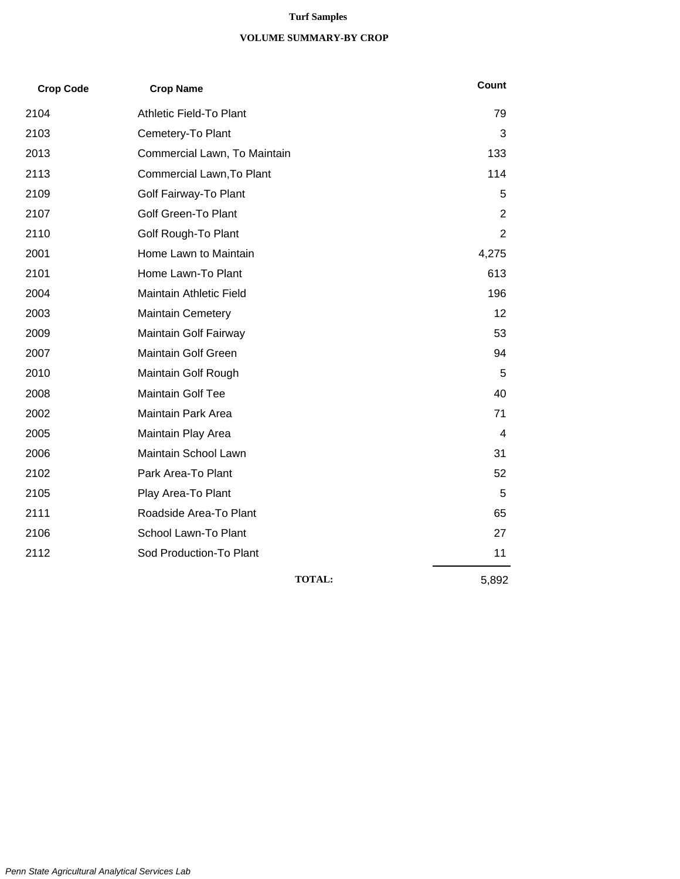# Turf Samples

## VOLUME SUMMARY-BY CROP

| Crop Code | Crop Name | Count |
|---|---|---|
| 2104 | Athletic Field-To Plant | 79 |
| 2103 | Cemetery-To Plant | 3 |
| 2013 | Commercial Lawn, To Maintain | 133 |
| 2113 | Commercial Lawn,To Plant | 114 |
| 2109 | Golf Fairway-To Plant | 5 |
| 2107 | Golf Green-To Plant | 2 |
| 2110 | Golf Rough-To Plant | 2 |
| 2001 | Home Lawn to Maintain | 4,275 |
| 2101 | Home Lawn-To Plant | 613 |
| 2004 | Maintain Athletic Field | 196 |
| 2003 | Maintain Cemetery | 12 |
| 2009 | Maintain Golf Fairway | 53 |
| 2007 | Maintain Golf Green | 94 |
| 2010 | Maintain Golf Rough | 5 |
| 2008 | Maintain Golf Tee | 40 |
| 2002 | Maintain Park Area | 71 |
| 2005 | Maintain Play Area | 4 |
| 2006 | Maintain School Lawn | 31 |
| 2102 | Park Area-To Plant | 52 |
| 2105 | Play Area-To Plant | 5 |
| 2111 | Roadside Area-To Plant | 65 |
| 2106 | School Lawn-To Plant | 27 |
| 2112 | Sod Production-To Plant | 11 |
| | **TOTAL:** | 5,892 |

*Penn State Agricultural Analytical Services Lab*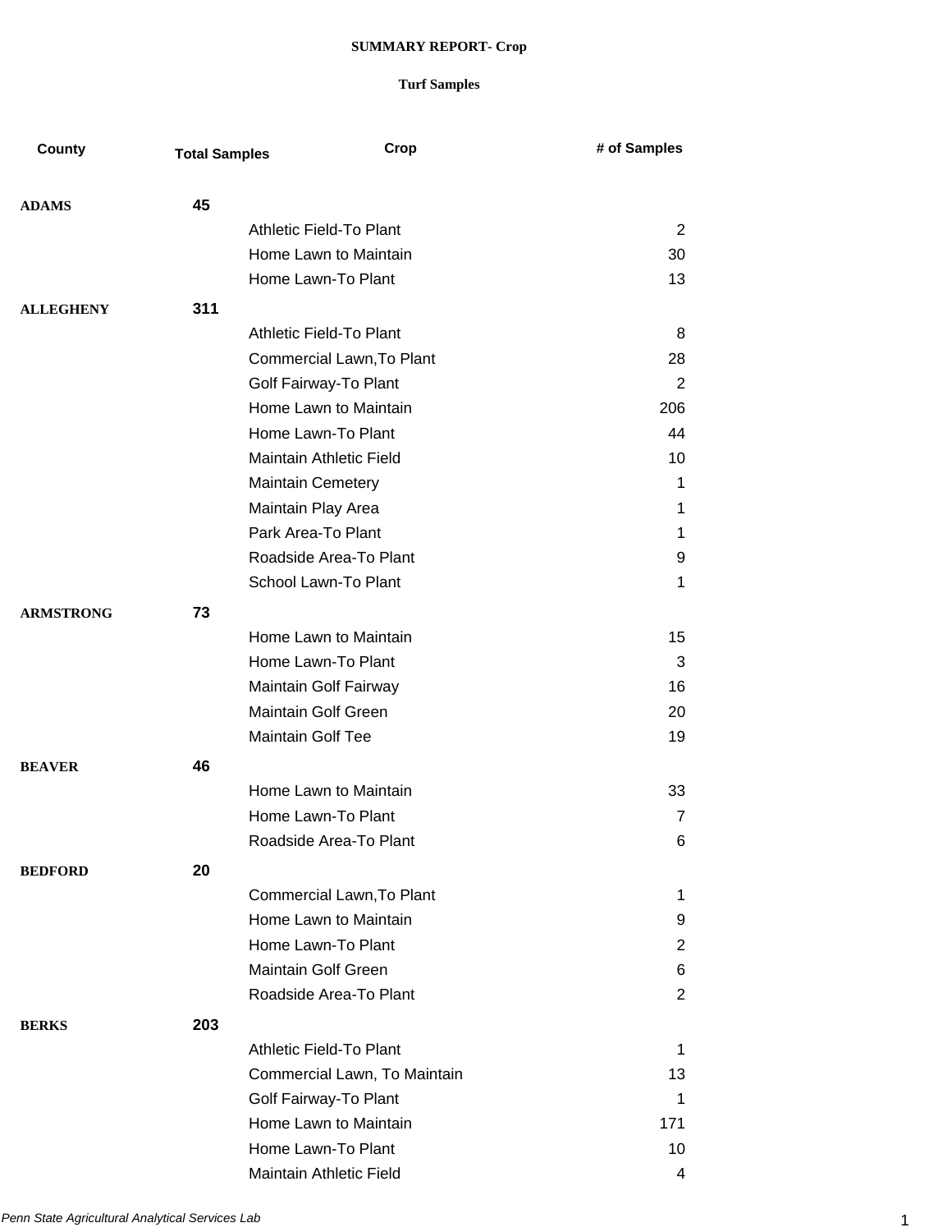**SUMMARY REPORT- Crop**

**Turf Samples**

| County | Total Samples | Crop | # of Samples |
|---|---|---|---|
| **ADAMS** | **45** | | |
| | | Athletic Field-To Plant | 2 |
| | | Home Lawn to Maintain | 30 |
| | | Home Lawn-To Plant | 13 |
| **ALLEGHENY** | **311** | | |
| | | Athletic Field-To Plant | 8 |
| | | Commercial Lawn,To Plant | 28 |
| | | Golf Fairway-To Plant | 2 |
| | | Home Lawn to Maintain | 206 |
| | | Home Lawn-To Plant | 44 |
| | | Maintain Athletic Field | 10 |
| | | Maintain Cemetery | 1 |
| | | Maintain Play Area | 1 |
| | | Park Area-To Plant | 1 |
| | | Roadside Area-To Plant | 9 |
| | | School Lawn-To Plant | 1 |
| **ARMSTRONG** | **73** | | |
| | | Home Lawn to Maintain | 15 |
| | | Home Lawn-To Plant | 3 |
| | | Maintain Golf Fairway | 16 |
| | | Maintain Golf Green | 20 |
| | | Maintain Golf Tee | 19 |
| **BEAVER** | **46** | | |
| | | Home Lawn to Maintain | 33 |
| | | Home Lawn-To Plant | 7 |
| | | Roadside Area-To Plant | 6 |
| **BEDFORD** | **20** | | |
| | | Commercial Lawn,To Plant | 1 |
| | | Home Lawn to Maintain | 9 |
| | | Home Lawn-To Plant | 2 |
| | | Maintain Golf Green | 6 |
| | | Roadside Area-To Plant | 2 |
| **BERKS** | **203** | | |
| | | Athletic Field-To Plant | 1 |
| | | Commercial Lawn, To Maintain | 13 |
| | | Golf Fairway-To Plant | 1 |
| | | Home Lawn to Maintain | 171 |
| | | Home Lawn-To Plant | 10 |
| | | Maintain Athletic Field | 4 |

*Penn State Agricultural Analytical Services Lab*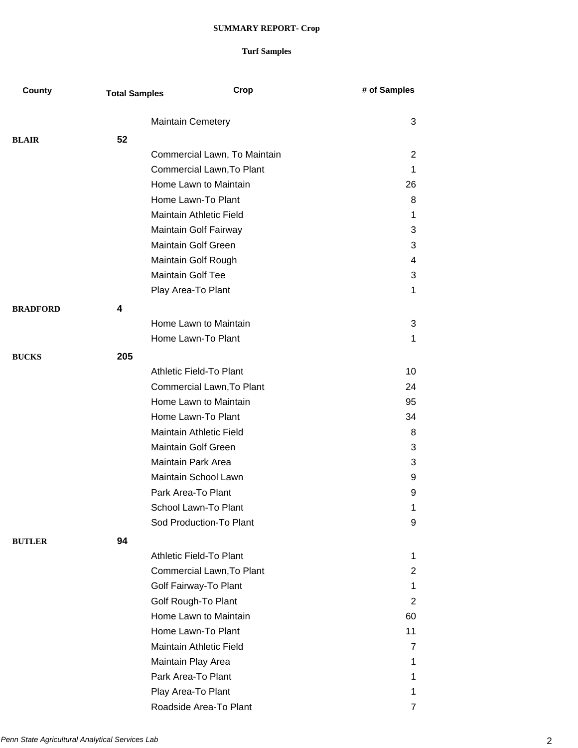**SUMMARY REPORT- Crop**

**Turf Samples**

| County | Total Samples | Crop | # of Samples |
|---|---|---|---|
| | | Maintain Cemetery | 3 |
| **BLAIR** | **52** | | |
| | | Commercial Lawn, To Maintain | 2 |
| | | Commercial Lawn,To Plant | 1 |
| | | Home Lawn to Maintain | 26 |
| | | Home Lawn-To Plant | 8 |
| | | Maintain Athletic Field | 1 |
| | | Maintain Golf Fairway | 3 |
| | | Maintain Golf Green | 3 |
| | | Maintain Golf Rough | 4 |
| | | Maintain Golf Tee | 3 |
| | | Play Area-To Plant | 1 |
| **BRADFORD** | **4** | | |
| | | Home Lawn to Maintain | 3 |
| | | Home Lawn-To Plant | 1 |
| **BUCKS** | **205** | | |
| | | Athletic Field-To Plant | 10 |
| | | Commercial Lawn,To Plant | 24 |
| | | Home Lawn to Maintain | 95 |
| | | Home Lawn-To Plant | 34 |
| | | Maintain Athletic Field | 8 |
| | | Maintain Golf Green | 3 |
| | | Maintain Park Area | 3 |
| | | Maintain School Lawn | 9 |
| | | Park Area-To Plant | 9 |
| | | School Lawn-To Plant | 1 |
| | | Sod Production-To Plant | 9 |
| **BUTLER** | **94** | | |
| | | Athletic Field-To Plant | 1 |
| | | Commercial Lawn,To Plant | 2 |
| | | Golf Fairway-To Plant | 1 |
| | | Golf Rough-To Plant | 2 |
| | | Home Lawn to Maintain | 60 |
| | | Home Lawn-To Plant | 11 |
| | | Maintain Athletic Field | 7 |
| | | Maintain Play Area | 1 |
| | | Park Area-To Plant | 1 |
| | | Play Area-To Plant | 1 |
| | | Roadside Area-To Plant | 7 |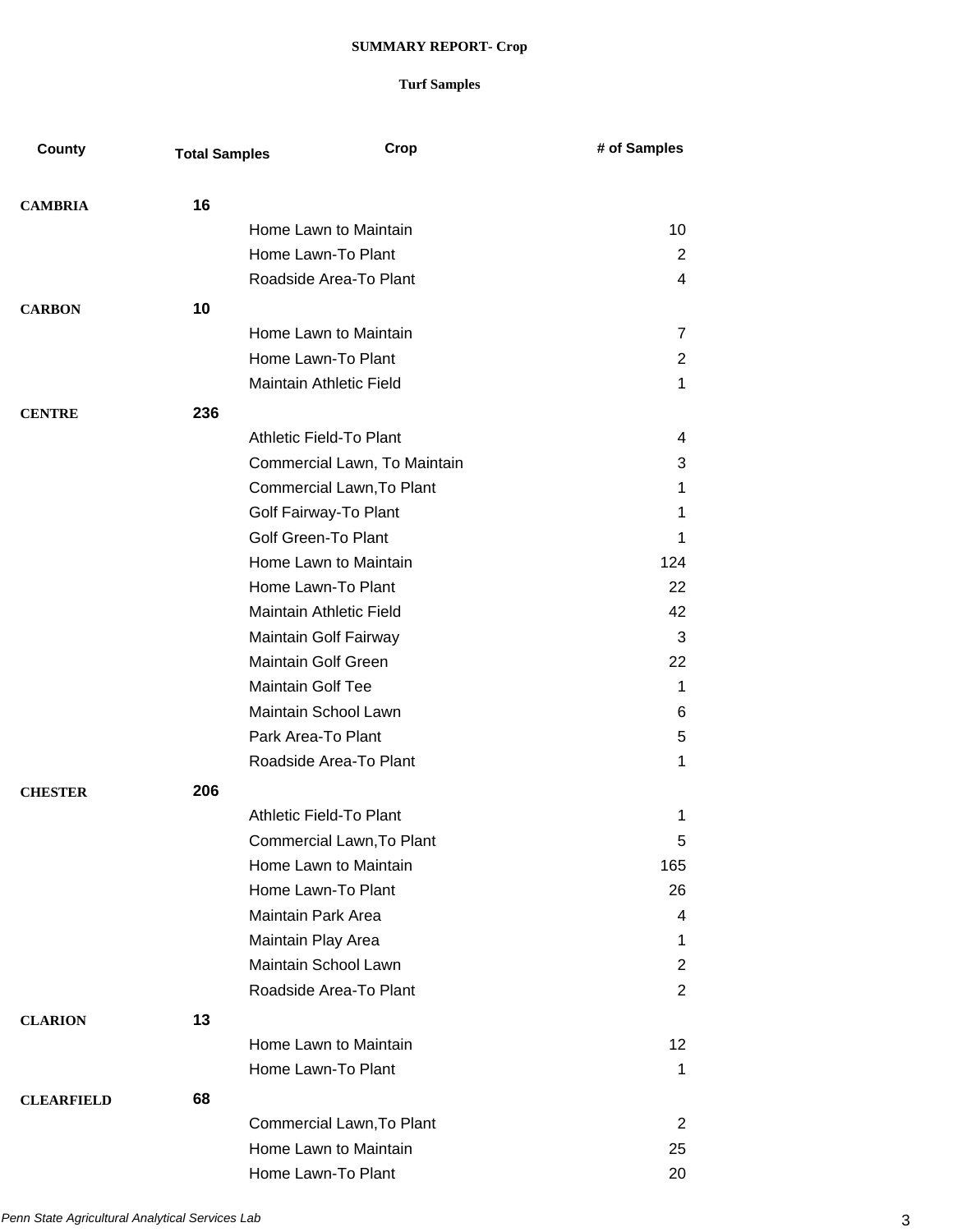**SUMMARY REPORT- Crop**

**Turf Samples**

| County | Total Samples | Crop | # of Samples |
|---|---|---|---|
| **CAMBRIA** | **16** | | |
| | | Home Lawn to Maintain | 10 |
| | | Home Lawn-To Plant | 2 |
| | | Roadside Area-To Plant | 4 |
| **CARBON** | **10** | | |
| | | Home Lawn to Maintain | 7 |
| | | Home Lawn-To Plant | 2 |
| | | Maintain Athletic Field | 1 |
| **CENTRE** | **236** | | |
| | | Athletic Field-To Plant | 4 |
| | | Commercial Lawn, To Maintain | 3 |
| | | Commercial Lawn,To Plant | 1 |
| | | Golf Fairway-To Plant | 1 |
| | | Golf Green-To Plant | 1 |
| | | Home Lawn to Maintain | 124 |
| | | Home Lawn-To Plant | 22 |
| | | Maintain Athletic Field | 42 |
| | | Maintain Golf Fairway | 3 |
| | | Maintain Golf Green | 22 |
| | | Maintain Golf Tee | 1 |
| | | Maintain School Lawn | 6 |
| | | Park Area-To Plant | 5 |
| | | Roadside Area-To Plant | 1 |
| **CHESTER** | **206** | | |
| | | Athletic Field-To Plant | 1 |
| | | Commercial Lawn,To Plant | 5 |
| | | Home Lawn to Maintain | 165 |
| | | Home Lawn-To Plant | 26 |
| | | Maintain Park Area | 4 |
| | | Maintain Play Area | 1 |
| | | Maintain School Lawn | 2 |
| | | Roadside Area-To Plant | 2 |
| **CLARION** | **13** | | |
| | | Home Lawn to Maintain | 12 |
| | | Home Lawn-To Plant | 1 |
| **CLEARFIELD** | **68** | | |
| | | Commercial Lawn,To Plant | 2 |
| | | Home Lawn to Maintain | 25 |
| | | Home Lawn-To Plant | 20 |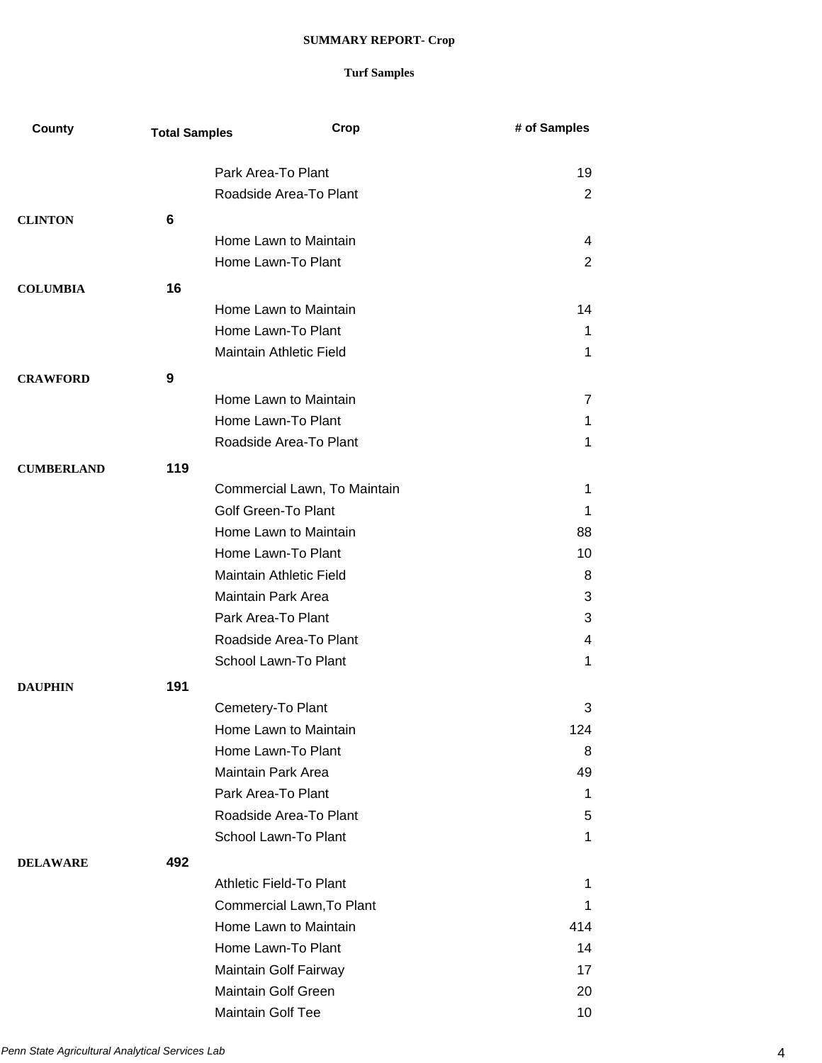**SUMMARY REPORT- Crop**

**Turf Samples**

| County | Total Samples | Crop | # of Samples |
|---|---|---|---|
| | | Park Area-To Plant | 19 |
| | | Roadside Area-To Plant | 2 |
| **CLINTON** | **6** | | |
| | | Home Lawn to Maintain | 4 |
| | | Home Lawn-To Plant | 2 |
| **COLUMBIA** | **16** | | |
| | | Home Lawn to Maintain | 14 |
| | | Home Lawn-To Plant | 1 |
| | | Maintain Athletic Field | 1 |
| **CRAWFORD** | **9** | | |
| | | Home Lawn to Maintain | 7 |
| | | Home Lawn-To Plant | 1 |
| | | Roadside Area-To Plant | 1 |
| **CUMBERLAND** | **119** | | |
| | | Commercial Lawn, To Maintain | 1 |
| | | Golf Green-To Plant | 1 |
| | | Home Lawn to Maintain | 88 |
| | | Home Lawn-To Plant | 10 |
| | | Maintain Athletic Field | 8 |
| | | Maintain Park Area | 3 |
| | | Park Area-To Plant | 3 |
| | | Roadside Area-To Plant | 4 |
| | | School Lawn-To Plant | 1 |
| **DAUPHIN** | **191** | | |
| | | Cemetery-To Plant | 3 |
| | | Home Lawn to Maintain | 124 |
| | | Home Lawn-To Plant | 8 |
| | | Maintain Park Area | 49 |
| | | Park Area-To Plant | 1 |
| | | Roadside Area-To Plant | 5 |
| | | School Lawn-To Plant | 1 |
| **DELAWARE** | **492** | | |
| | | Athletic Field-To Plant | 1 |
| | | Commercial Lawn,To Plant | 1 |
| | | Home Lawn to Maintain | 414 |
| | | Home Lawn-To Plant | 14 |
| | | Maintain Golf Fairway | 17 |
| | | Maintain Golf Green | 20 |
| | | Maintain Golf Tee | 10 |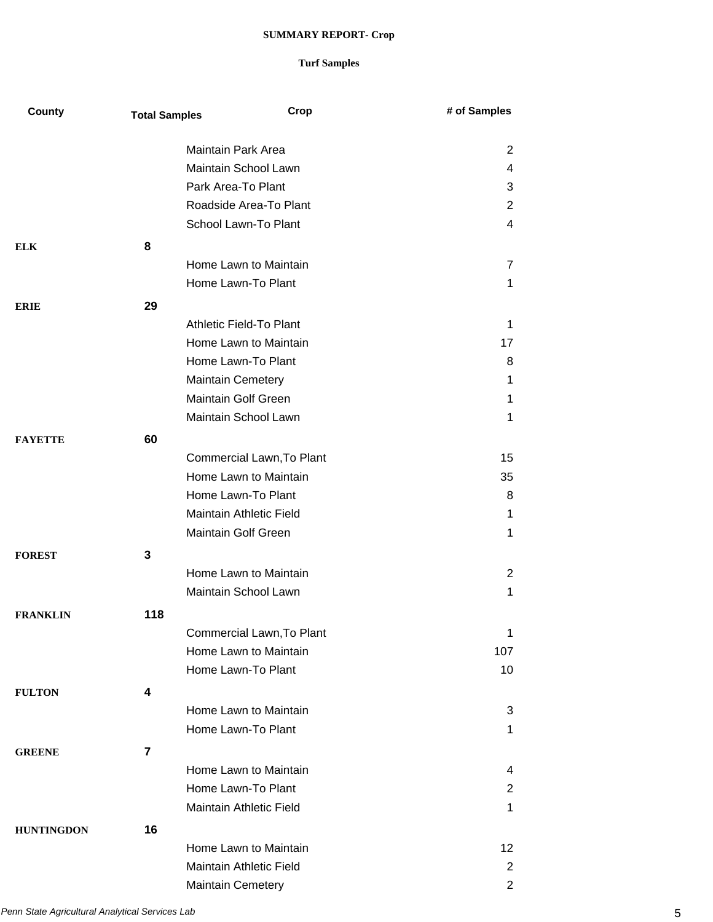**SUMMARY REPORT- Crop**

**Turf Samples**

| County | Total Samples | Crop | # of Samples |
|---|---|---|---|
| | | Maintain Park Area | 2 |
| | | Maintain School Lawn | 4 |
| | | Park Area-To Plant | 3 |
| | | Roadside Area-To Plant | 2 |
| | | School Lawn-To Plant | 4 |
| **ELK** | **8** | | |
| | | Home Lawn to Maintain | 7 |
| | | Home Lawn-To Plant | 1 |
| **ERIE** | **29** | | |
| | | Athletic Field-To Plant | 1 |
| | | Home Lawn to Maintain | 17 |
| | | Home Lawn-To Plant | 8 |
| | | Maintain Cemetery | 1 |
| | | Maintain Golf Green | 1 |
| | | Maintain School Lawn | 1 |
| **FAYETTE** | **60** | | |
| | | Commercial Lawn,To Plant | 15 |
| | | Home Lawn to Maintain | 35 |
| | | Home Lawn-To Plant | 8 |
| | | Maintain Athletic Field | 1 |
| | | Maintain Golf Green | 1 |
| **FOREST** | **3** | | |
| | | Home Lawn to Maintain | 2 |
| | | Maintain School Lawn | 1 |
| **FRANKLIN** | **118** | | |
| | | Commercial Lawn,To Plant | 1 |
| | | Home Lawn to Maintain | 107 |
| | | Home Lawn-To Plant | 10 |
| **FULTON** | **4** | | |
| | | Home Lawn to Maintain | 3 |
| | | Home Lawn-To Plant | 1 |
| **GREENE** | **7** | | |
| | | Home Lawn to Maintain | 4 |
| | | Home Lawn-To Plant | 2 |
| | | Maintain Athletic Field | 1 |
| **HUNTINGDON** | **16** | | |
| | | Home Lawn to Maintain | 12 |
| | | Maintain Athletic Field | 2 |
| | | Maintain Cemetery | 2 |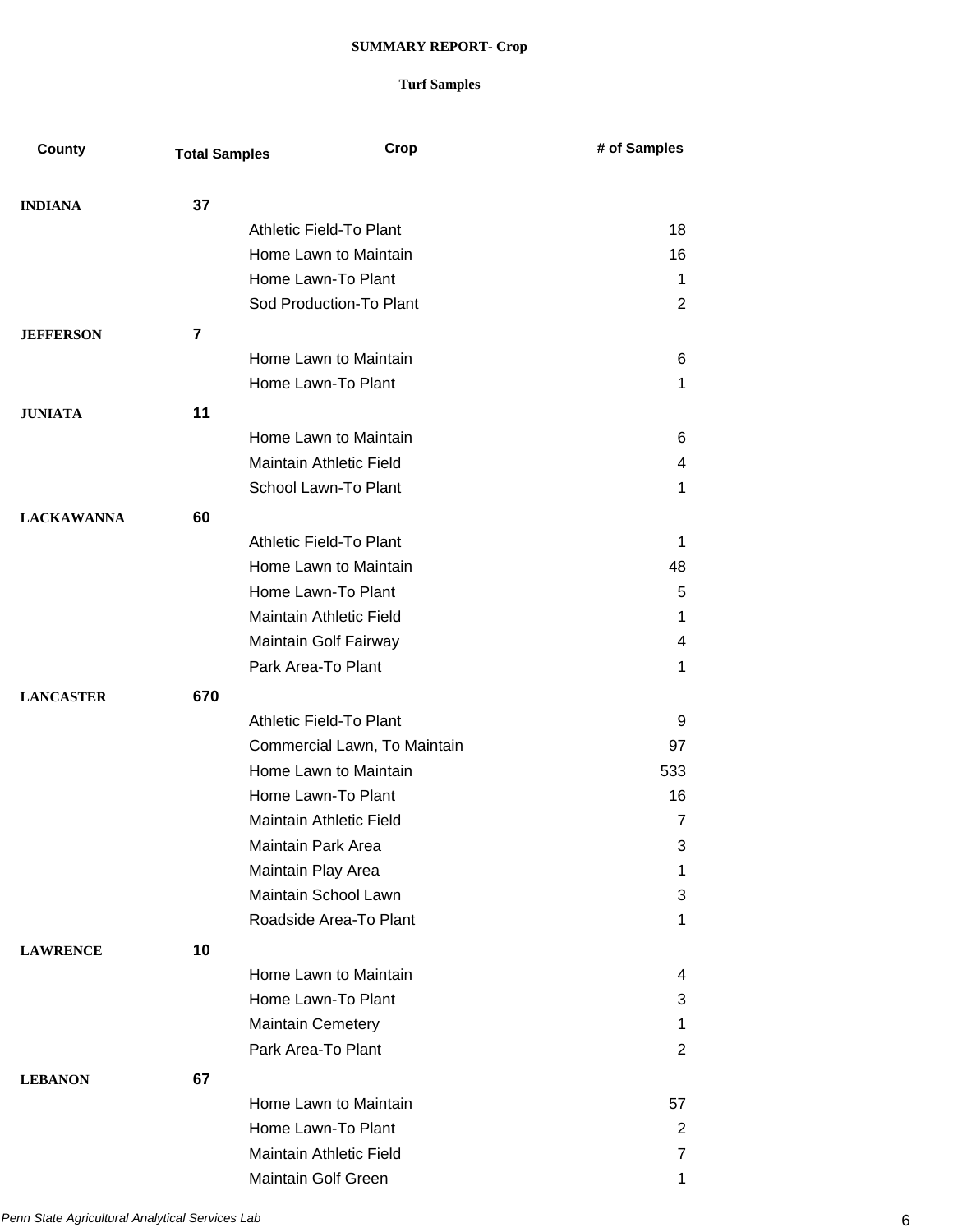**SUMMARY REPORT- Crop**

**Turf Samples**

| County | Total Samples | Crop | # of Samples |
|---|---|---|---|
| **INDIANA** | **37** | | |
| | | Athletic Field-To Plant | 18 |
| | | Home Lawn to Maintain | 16 |
| | | Home Lawn-To Plant | 1 |
| | | Sod Production-To Plant | 2 |
| **JEFFERSON** | **7** | | |
| | | Home Lawn to Maintain | 6 |
| | | Home Lawn-To Plant | 1 |
| **JUNIATA** | **11** | | |
| | | Home Lawn to Maintain | 6 |
| | | Maintain Athletic Field | 4 |
| | | School Lawn-To Plant | 1 |
| **LACKAWANNA** | **60** | | |
| | | Athletic Field-To Plant | 1 |
| | | Home Lawn to Maintain | 48 |
| | | Home Lawn-To Plant | 5 |
| | | Maintain Athletic Field | 1 |
| | | Maintain Golf Fairway | 4 |
| | | Park Area-To Plant | 1 |
| **LANCASTER** | **670** | | |
| | | Athletic Field-To Plant | 9 |
| | | Commercial Lawn, To Maintain | 97 |
| | | Home Lawn to Maintain | 533 |
| | | Home Lawn-To Plant | 16 |
| | | Maintain Athletic Field | 7 |
| | | Maintain Park Area | 3 |
| | | Maintain Play Area | 1 |
| | | Maintain School Lawn | 3 |
| | | Roadside Area-To Plant | 1 |
| **LAWRENCE** | **10** | | |
| | | Home Lawn to Maintain | 4 |
| | | Home Lawn-To Plant | 3 |
| | | Maintain Cemetery | 1 |
| | | Park Area-To Plant | 2 |
| **LEBANON** | **67** | | |
| | | Home Lawn to Maintain | 57 |
| | | Home Lawn-To Plant | 2 |
| | | Maintain Athletic Field | 7 |
| | | Maintain Golf Green | 1 |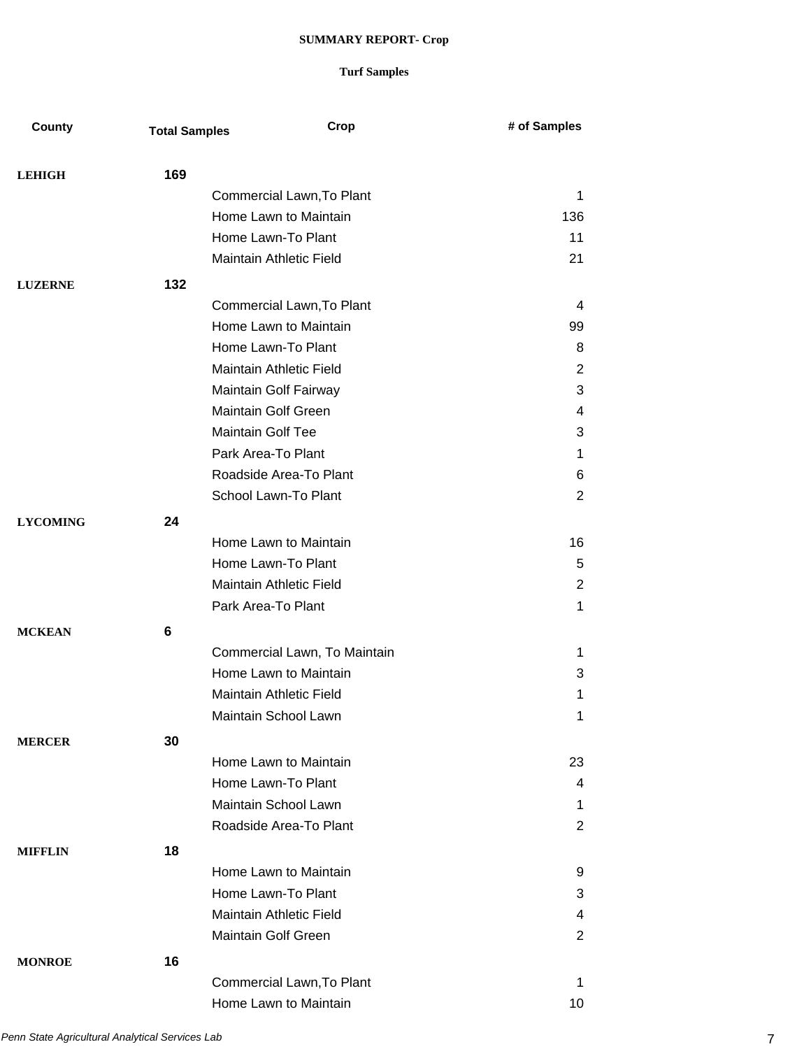**SUMMARY REPORT- Crop**

**Turf Samples**

| County | Total Samples | Crop | # of Samples |
| --- | --- | --- | --- |
| **LEHIGH** | **169** | | |
| | | Commercial Lawn,To Plant | 1 |
| | | Home Lawn to Maintain | 136 |
| | | Home Lawn-To Plant | 11 |
| | | Maintain Athletic Field | 21 |
| **LUZERNE** | **132** | | |
| | | Commercial Lawn,To Plant | 4 |
| | | Home Lawn to Maintain | 99 |
| | | Home Lawn-To Plant | 8 |
| | | Maintain Athletic Field | 2 |
| | | Maintain Golf Fairway | 3 |
| | | Maintain Golf Green | 4 |
| | | Maintain Golf Tee | 3 |
| | | Park Area-To Plant | 1 |
| | | Roadside Area-To Plant | 6 |
| | | School Lawn-To Plant | 2 |
| **LYCOMING** | **24** | | |
| | | Home Lawn to Maintain | 16 |
| | | Home Lawn-To Plant | 5 |
| | | Maintain Athletic Field | 2 |
| | | Park Area-To Plant | 1 |
| **MCKEAN** | **6** | | |
| | | Commercial Lawn, To Maintain | 1 |
| | | Home Lawn to Maintain | 3 |
| | | Maintain Athletic Field | 1 |
| | | Maintain School Lawn | 1 |
| **MERCER** | **30** | | |
| | | Home Lawn to Maintain | 23 |
| | | Home Lawn-To Plant | 4 |
| | | Maintain School Lawn | 1 |
| | | Roadside Area-To Plant | 2 |
| **MIFFLIN** | **18** | | |
| | | Home Lawn to Maintain | 9 |
| | | Home Lawn-To Plant | 3 |
| | | Maintain Athletic Field | 4 |
| | | Maintain Golf Green | 2 |
| **MONROE** | **16** | | |
| | | Commercial Lawn,To Plant | 1 |
| | | Home Lawn to Maintain | 10 |

*Penn State Agricultural Analytical Services Lab*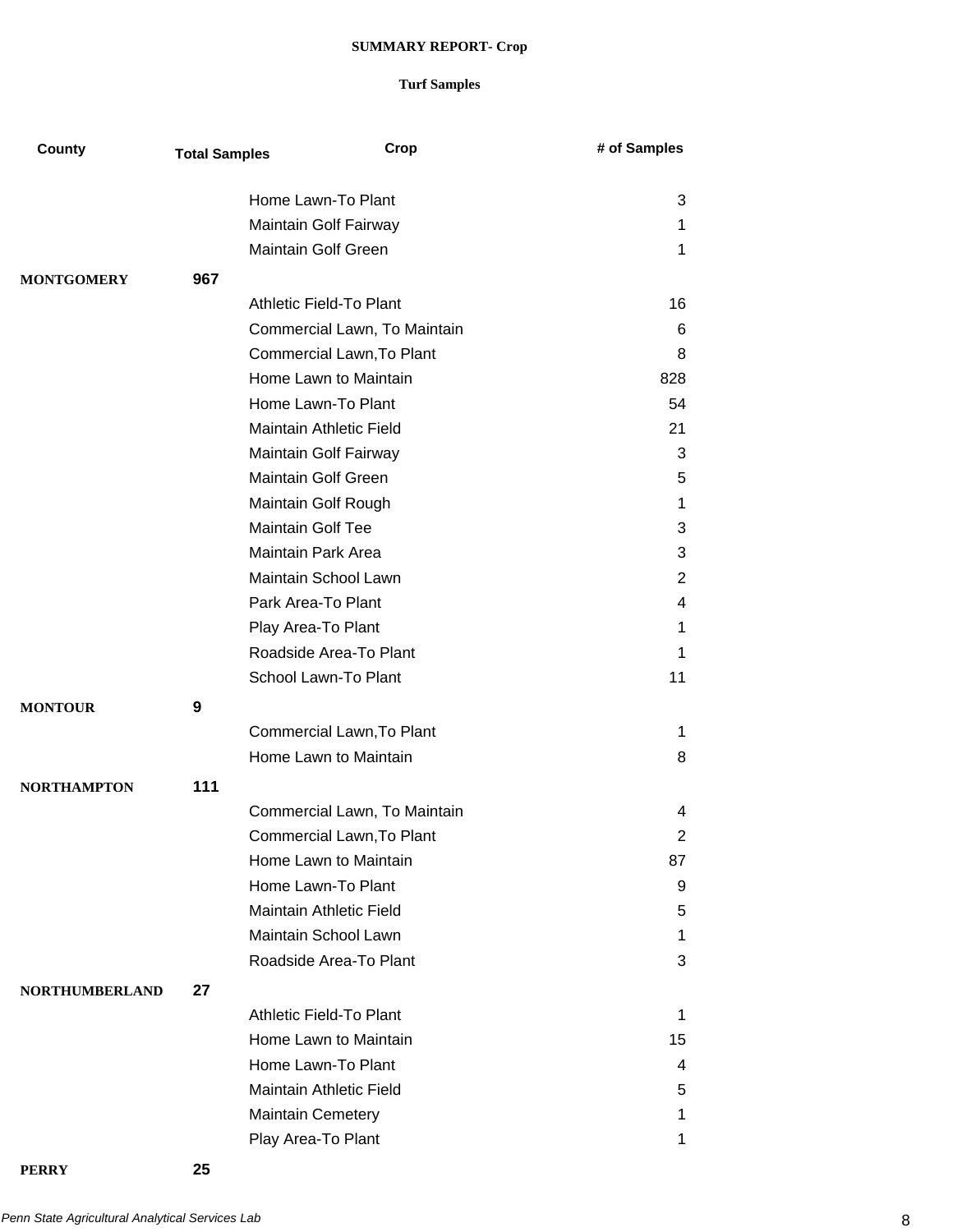**SUMMARY REPORT- Crop**

**Turf Samples**

| County | Total Samples | Crop | # of Samples |
|---|---|---|---|
| | | Home Lawn-To Plant | 3 |
| | | Maintain Golf Fairway | 1 |
| | | Maintain Golf Green | 1 |
| **MONTGOMERY** | **967** | | |
| | | Athletic Field-To Plant | 16 |
| | | Commercial Lawn, To Maintain | 6 |
| | | Commercial Lawn,To Plant | 8 |
| | | Home Lawn to Maintain | 828 |
| | | Home Lawn-To Plant | 54 |
| | | Maintain Athletic Field | 21 |
| | | Maintain Golf Fairway | 3 |
| | | Maintain Golf Green | 5 |
| | | Maintain Golf Rough | 1 |
| | | Maintain Golf Tee | 3 |
| | | Maintain Park Area | 3 |
| | | Maintain School Lawn | 2 |
| | | Park Area-To Plant | 4 |
| | | Play Area-To Plant | 1 |
| | | Roadside Area-To Plant | 1 |
| | | School Lawn-To Plant | 11 |
| **MONTOUR** | **9** | | |
| | | Commercial Lawn,To Plant | 1 |
| | | Home Lawn to Maintain | 8 |
| **NORTHAMPTON** | **111** | | |
| | | Commercial Lawn, To Maintain | 4 |
| | | Commercial Lawn,To Plant | 2 |
| | | Home Lawn to Maintain | 87 |
| | | Home Lawn-To Plant | 9 |
| | | Maintain Athletic Field | 5 |
| | | Maintain School Lawn | 1 |
| | | Roadside Area-To Plant | 3 |
| **NORTHUMBERLAND** | **27** | | |
| | | Athletic Field-To Plant | 1 |
| | | Home Lawn to Maintain | 15 |
| | | Home Lawn-To Plant | 4 |
| | | Maintain Athletic Field | 5 |
| | | Maintain Cemetery | 1 |
| | | Play Area-To Plant | 1 |
| **PERRY** | **25** | | |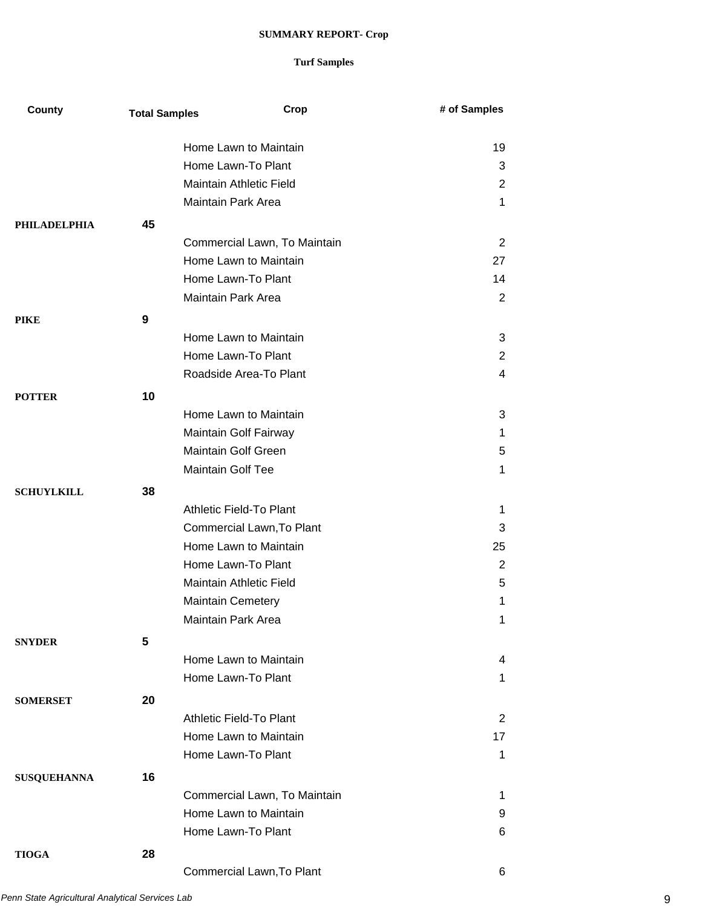**SUMMARY REPORT- Crop**

**Turf Samples**

| County | Total Samples | Crop | # of Samples |
|---|---|---|---|
| | | Home Lawn to Maintain | 19 |
| | | Home Lawn-To Plant | 3 |
| | | Maintain Athletic Field | 2 |
| | | Maintain Park Area | 1 |
| **PHILADELPHIA** | **45** | | |
| | | Commercial Lawn, To Maintain | 2 |
| | | Home Lawn to Maintain | 27 |
| | | Home Lawn-To Plant | 14 |
| | | Maintain Park Area | 2 |
| **PIKE** | **9** | | |
| | | Home Lawn to Maintain | 3 |
| | | Home Lawn-To Plant | 2 |
| | | Roadside Area-To Plant | 4 |
| **POTTER** | **10** | | |
| | | Home Lawn to Maintain | 3 |
| | | Maintain Golf Fairway | 1 |
| | | Maintain Golf Green | 5 |
| | | Maintain Golf Tee | 1 |
| **SCHUYLKILL** | **38** | | |
| | | Athletic Field-To Plant | 1 |
| | | Commercial Lawn,To Plant | 3 |
| | | Home Lawn to Maintain | 25 |
| | | Home Lawn-To Plant | 2 |
| | | Maintain Athletic Field | 5 |
| | | Maintain Cemetery | 1 |
| | | Maintain Park Area | 1 |
| **SNYDER** | **5** | | |
| | | Home Lawn to Maintain | 4 |
| | | Home Lawn-To Plant | 1 |
| **SOMERSET** | **20** | | |
| | | Athletic Field-To Plant | 2 |
| | | Home Lawn to Maintain | 17 |
| | | Home Lawn-To Plant | 1 |
| **SUSQUEHANNA** | **16** | | |
| | | Commercial Lawn, To Maintain | 1 |
| | | Home Lawn to Maintain | 9 |
| | | Home Lawn-To Plant | 6 |
| **TIOGA** | **28** | | |
| | | Commercial Lawn,To Plant | 6 |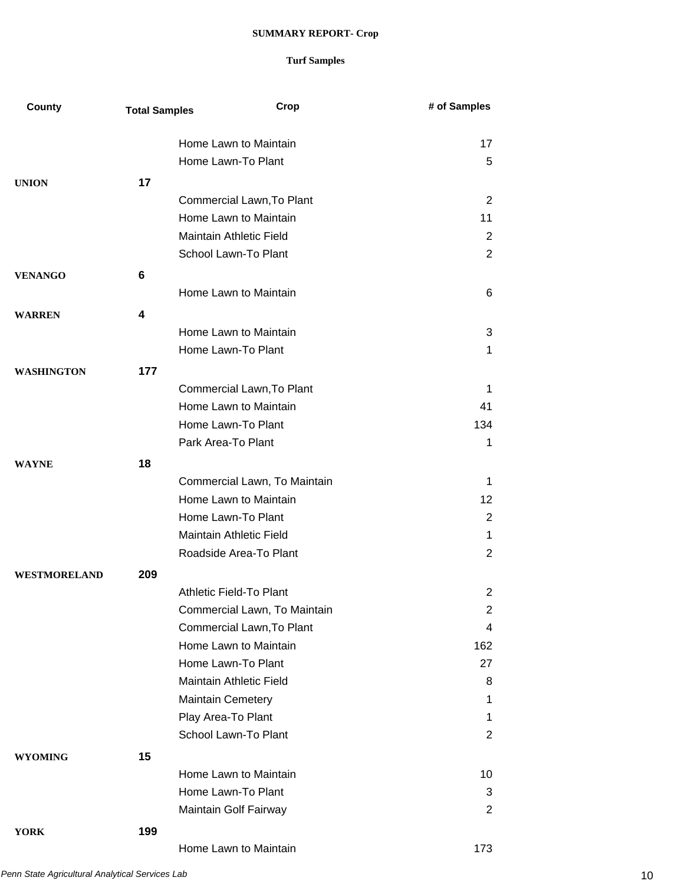**SUMMARY REPORT- Crop**

**Turf Samples**

| County | Total Samples | Crop | # of Samples |
|---|---|---|---|
| | | Home Lawn to Maintain | 17 |
| | | Home Lawn-To Plant | 5 |
| **UNION** | **17** | | |
| | | Commercial Lawn,To Plant | 2 |
| | | Home Lawn to Maintain | 11 |
| | | Maintain Athletic Field | 2 |
| | | School Lawn-To Plant | 2 |
| **VENANGO** | **6** | | |
| | | Home Lawn to Maintain | 6 |
| **WARREN** | **4** | | |
| | | Home Lawn to Maintain | 3 |
| | | Home Lawn-To Plant | 1 |
| **WASHINGTON** | **177** | | |
| | | Commercial Lawn,To Plant | 1 |
| | | Home Lawn to Maintain | 41 |
| | | Home Lawn-To Plant | 134 |
| | | Park Area-To Plant | 1 |
| **WAYNE** | **18** | | |
| | | Commercial Lawn, To Maintain | 1 |
| | | Home Lawn to Maintain | 12 |
| | | Home Lawn-To Plant | 2 |
| | | Maintain Athletic Field | 1 |
| | | Roadside Area-To Plant | 2 |
| **WESTMORELAND** | **209** | | |
| | | Athletic Field-To Plant | 2 |
| | | Commercial Lawn, To Maintain | 2 |
| | | Commercial Lawn,To Plant | 4 |
| | | Home Lawn to Maintain | 162 |
| | | Home Lawn-To Plant | 27 |
| | | Maintain Athletic Field | 8 |
| | | Maintain Cemetery | 1 |
| | | Play Area-To Plant | 1 |
| | | School Lawn-To Plant | 2 |
| **WYOMING** | **15** | | |
| | | Home Lawn to Maintain | 10 |
| | | Home Lawn-To Plant | 3 |
| | | Maintain Golf Fairway | 2 |
| **YORK** | **199** | | |
| | | Home Lawn to Maintain | 173 |

*Penn State Agricultural Analytical Services Lab*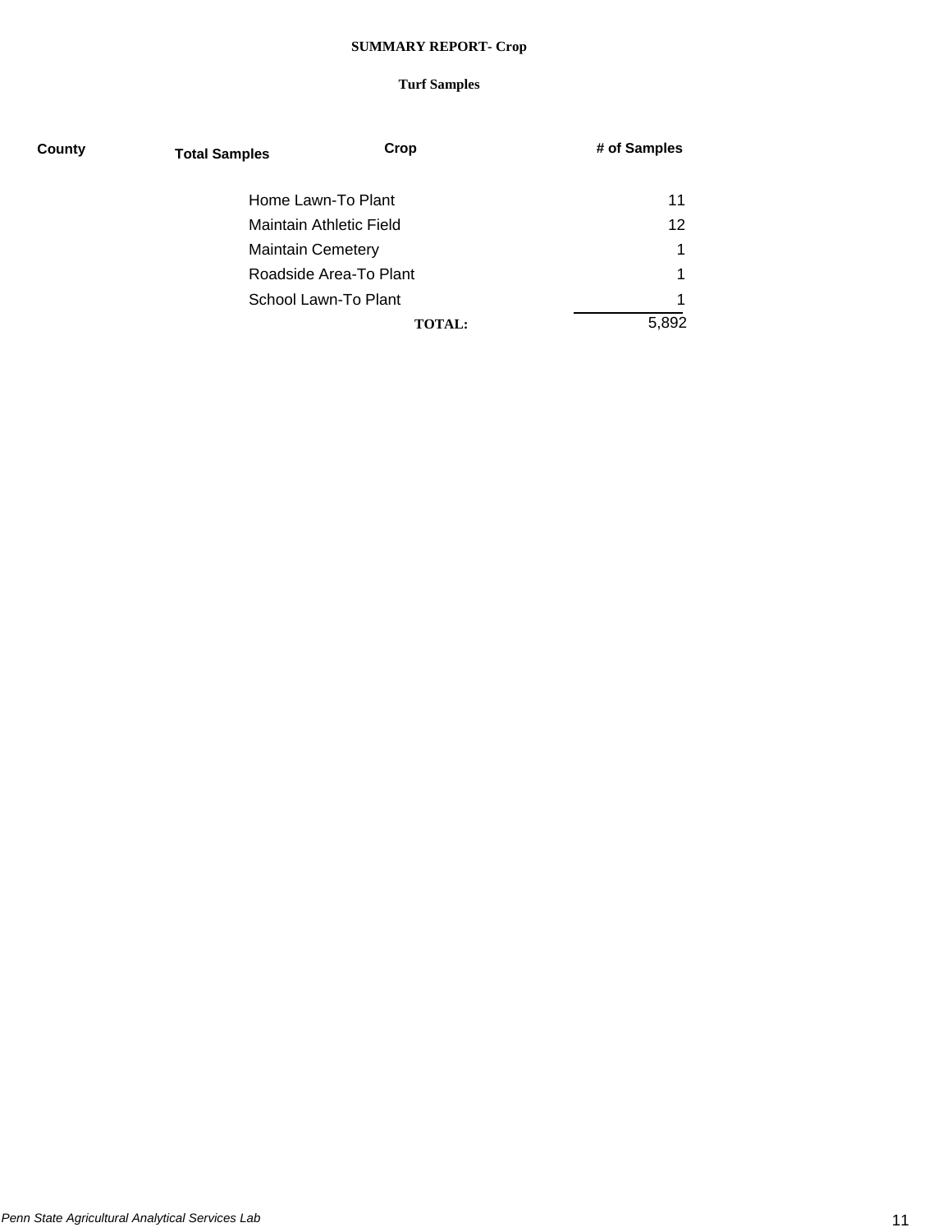**SUMMARY REPORT- Crop**

**Turf Samples**

| County | Total Samples | Crop | # of Samples |
|---|---|---|---|
| | | Home Lawn-To Plant | 11 |
| | | Maintain Athletic Field | 12 |
| | | Maintain Cemetery | 1 |
| | | Roadside Area-To Plant | 1 |
| | | School Lawn-To Plant | 1 |
| | | **TOTAL:** | 5,892 |

*Penn State Agricultural Analytical Services Lab*